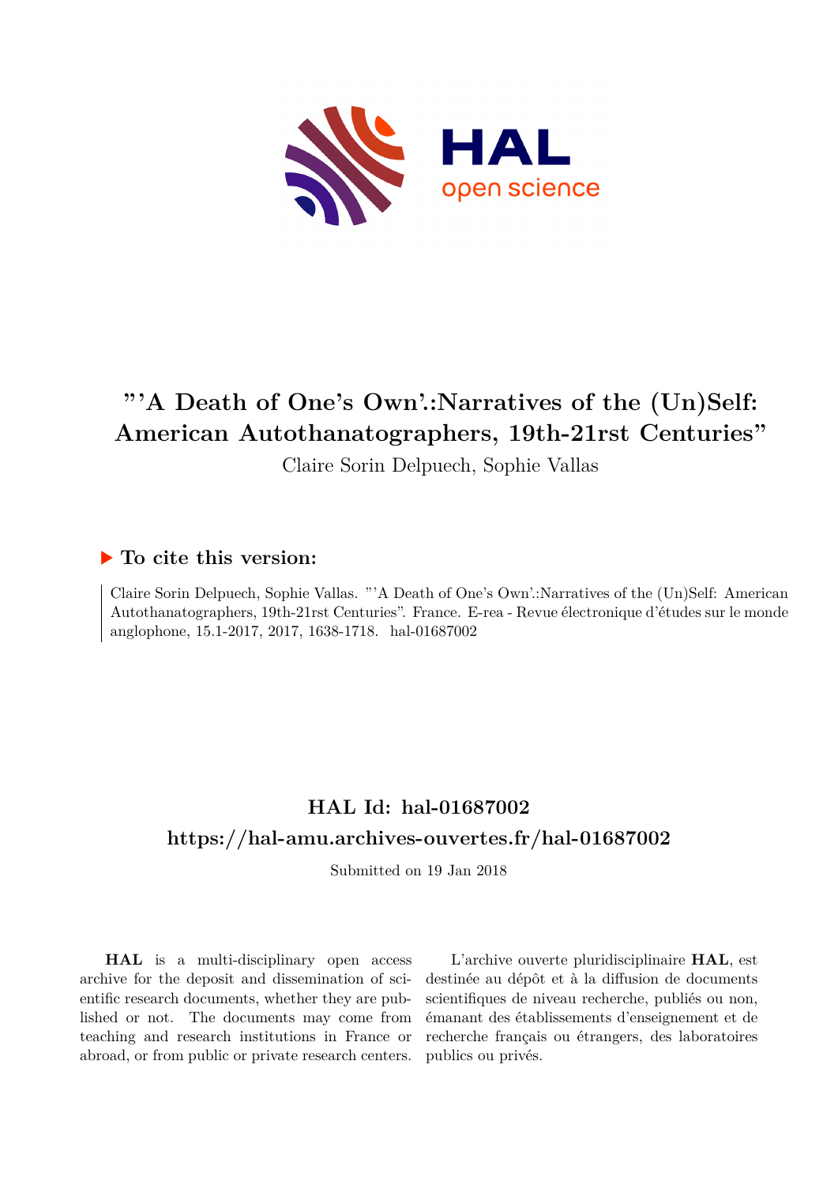# "'A Death of One's Own'.:Narratives of the (Un)Self: American Autothanatographers, 19th-21rst Centuries"

Claire Sorin Delpuech, Sophie Vallas

## ▶ To cite this version:

Claire Sorin Delpuech, Sophie Vallas. "'A Death of One's Own'.:Narratives of the (Un)Self: American Autothanatographers, 19th-21rst Centuries". France. E-rea - Revue électronique d'études sur le monde anglophone, 15.1-2017, 2017, 1638-1718. hal-01687002

## HAL Id: hal-01687002
## https://hal-amu.archives-ouvertes.fr/hal-01687002

Submitted on 19 Jan 2018

**HAL** is a multi-disciplinary open access archive for the deposit and dissemination of scientific research documents, whether they are published or not. The documents may come from teaching and research institutions in France or abroad, or from public or private research centers.

L'archive ouverte pluridisciplinaire **HAL**, est destinée au dépôt et à la diffusion de documents scientifiques de niveau recherche, publiés ou non, émanant des établissements d'enseignement et de recherche français ou étrangers, des laboratoires publics ou privés.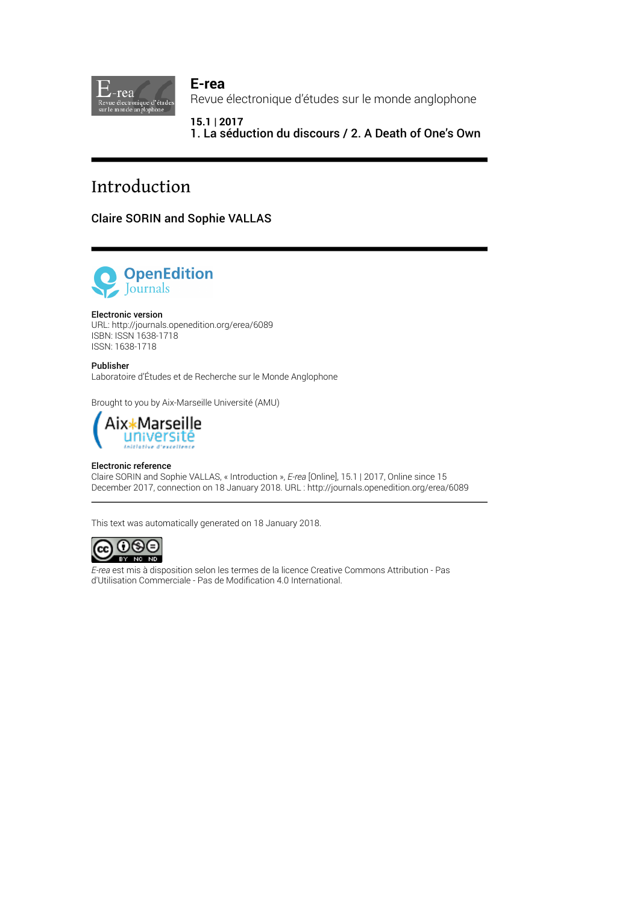**E-rea**

Revue électronique d'études sur le monde anglophone

**15.1 | 2017**

**1. La séduction du discours / 2. A Death of One's Own**

# Introduction

**Claire SORIN and Sophie VALLAS**

**Electronic version**

URL: http://journals.openedition.org/erea/6089

ISBN: ISSN 1638-1718

ISSN: 1638-1718

**Publisher**

Laboratoire d'Études et de Recherche sur le Monde Anglophone

Brought to you by Aix-Marseille Université (AMU)

**Electronic reference**

Claire SORIN and Sophie VALLAS, « Introduction », *E-rea* [Online], 15.1 | 2017, Online since 15 December 2017, connection on 18 January 2018. URL : http://journals.openedition.org/erea/6089

---

This text was automatically generated on 18 January 2018.

*E-rea* est mis à disposition selon les termes de la licence Creative Commons Attribution - Pas d'Utilisation Commerciale - Pas de Modification 4.0 International.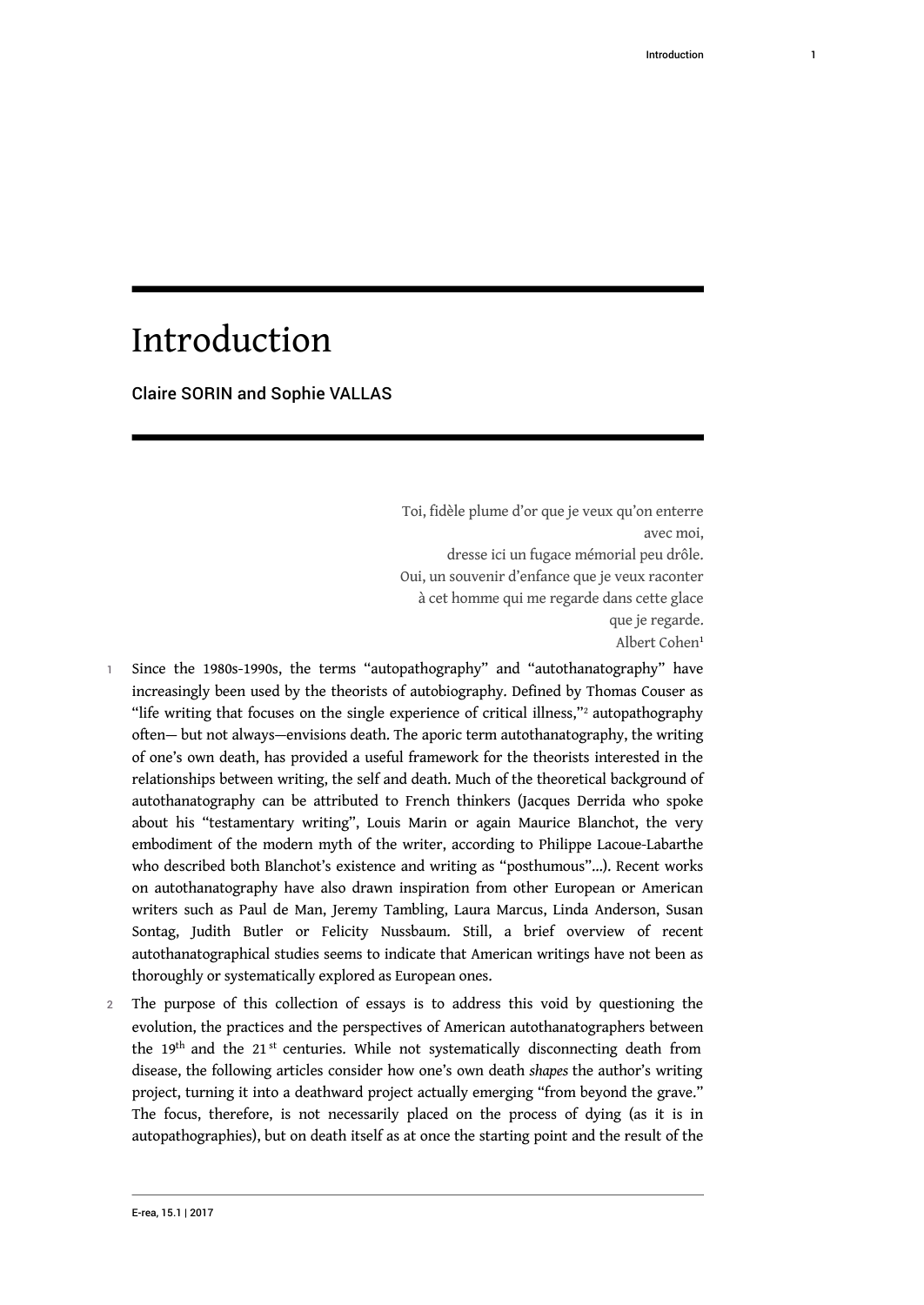# Introduction

Claire SORIN and Sophie VALLAS

> Toi, fidèle plume d'or que je veux qu'on enterre avec moi,
> dresse ici un fugace mémorial peu drôle.
> Oui, un souvenir d'enfance que je veux raconter
> à cet homme qui me regarde dans cette glace
> que je regarde.
> Albert Cohen[1]

1 Since the 1980s-1990s, the terms "autopathography" and "autothanatography" have increasingly been used by the theorists of autobiography. Defined by Thomas Couser as "life writing that focuses on the single experience of critical illness,"[2] autopathography often— but not always—envisions death. The aporic term autothanatography, the writing of one's own death, has provided a useful framework for the theorists interested in the relationships between writing, the self and death. Much of the theoretical background of autothanatography can be attributed to French thinkers (Jacques Derrida who spoke about his "testamentary writing", Louis Marin or again Maurice Blanchot, the very embodiment of the modern myth of the writer, according to Philippe Lacoue-Labarthe who described both Blanchot's existence and writing as "posthumous"...). Recent works on autothanatography have also drawn inspiration from other European or American writers such as Paul de Man, Jeremy Tambling, Laura Marcus, Linda Anderson, Susan Sontag, Judith Butler or Felicity Nussbaum. Still, a brief overview of recent autothanatographical studies seems to indicate that American writings have not been as thoroughly or systematically explored as European ones.

2 The purpose of this collection of essays is to address this void by questioning the evolution, the practices and the perspectives of American autothanatographers between the 19th and the 21st centuries. While not systematically disconnecting death from disease, the following articles consider how one's own death *shapes* the author's writing project, turning it into a deathward project actually emerging "from beyond the grave." The focus, therefore, is not necessarily placed on the process of dying (as it is in autopathographies), but on death itself as at once the starting point and the result of the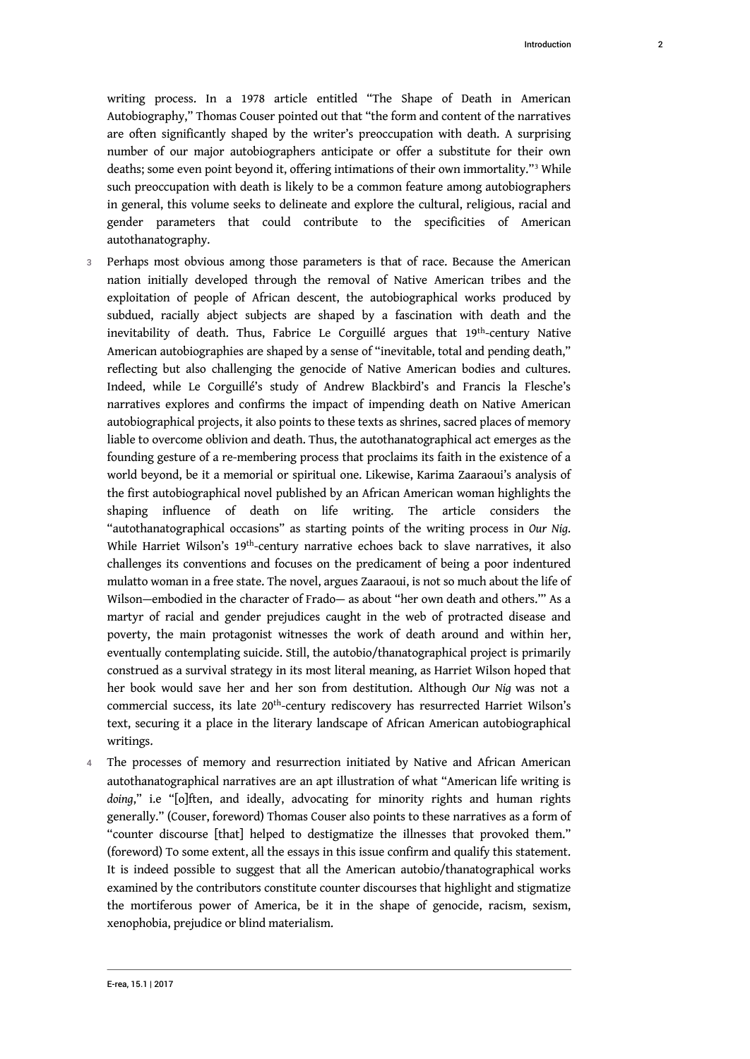writing process. In a 1978 article entitled "The Shape of Death in American Autobiography," Thomas Couser pointed out that "the form and content of the narratives are often significantly shaped by the writer's preoccupation with death. A surprising number of our major autobiographers anticipate or offer a substitute for their own deaths; some even point beyond it, offering intimations of their own immortality."[3] While such preoccupation with death is likely to be a common feature among autobiographers in general, this volume seeks to delineate and explore the cultural, religious, racial and gender parameters that could contribute to the specificities of American autothanatography.

3 Perhaps most obvious among those parameters is that of race. Because the American nation initially developed through the removal of Native American tribes and the exploitation of people of African descent, the autobiographical works produced by subdued, racially abject subjects are shaped by a fascination with death and the inevitability of death. Thus, Fabrice Le Corguillé argues that 19th-century Native American autobiographies are shaped by a sense of "inevitable, total and pending death," reflecting but also challenging the genocide of Native American bodies and cultures. Indeed, while Le Corguillé's study of Andrew Blackbird's and Francis la Flesche's narratives explores and confirms the impact of impending death on Native American autobiographical projects, it also points to these texts as shrines, sacred places of memory liable to overcome oblivion and death. Thus, the autothanatographical act emerges as the founding gesture of a re-membering process that proclaims its faith in the existence of a world beyond, be it a memorial or spiritual one. Likewise, Karima Zaaraoui's analysis of the first autobiographical novel published by an African American woman highlights the shaping influence of death on life writing. The article considers the "autothanatographical occasions" as starting points of the writing process in *Our Nig*. While Harriet Wilson's 19th-century narrative echoes back to slave narratives, it also challenges its conventions and focuses on the predicament of being a poor indentured mulatto woman in a free state. The novel, argues Zaaraoui, is not so much about the life of Wilson—embodied in the character of Frado— as about "her own death and others.'" As a martyr of racial and gender prejudices caught in the web of protracted disease and poverty, the main protagonist witnesses the work of death around and within her, eventually contemplating suicide. Still, the autobio/thanatographical project is primarily construed as a survival strategy in its most literal meaning, as Harriet Wilson hoped that her book would save her and her son from destitution. Although *Our Nig* was not a commercial success, its late 20th-century rediscovery has resurrected Harriet Wilson's text, securing it a place in the literary landscape of African American autobiographical writings.

4 The processes of memory and resurrection initiated by Native and African American autothanatographical narratives are an apt illustration of what "American life writing is *doing*," i.e "[o]ften, and ideally, advocating for minority rights and human rights generally." (Couser, foreword) Thomas Couser also points to these narratives as a form of "counter discourse [that] helped to destigmatize the illnesses that provoked them." (foreword) To some extent, all the essays in this issue confirm and qualify this statement. It is indeed possible to suggest that all the American autobio/thanatographical works examined by the contributors constitute counter discourses that highlight and stigmatize the mortiferous power of America, be it in the shape of genocide, racism, sexism, xenophobia, prejudice or blind materialism.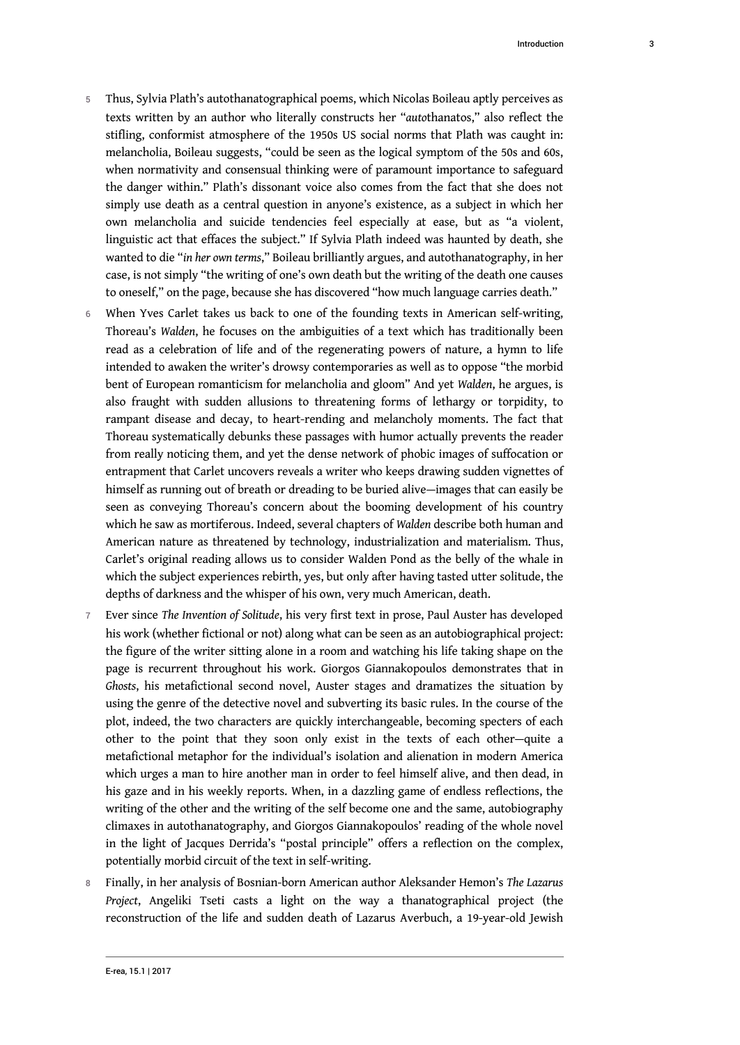5 Thus, Sylvia Plath's autothanatographical poems, which Nicolas Boileau aptly perceives as texts written by an author who literally constructs her "*auto*thanatos," also reflect the stifling, conformist atmosphere of the 1950s US social norms that Plath was caught in: melancholia, Boileau suggests, "could be seen as the logical symptom of the 50s and 60s, when normativity and consensual thinking were of paramount importance to safeguard the danger within." Plath's dissonant voice also comes from the fact that she does not simply use death as a central question in anyone's existence, as a subject in which her own melancholia and suicide tendencies feel especially at ease, but as "a violent, linguistic act that effaces the subject." If Sylvia Plath indeed was haunted by death, she wanted to die "*in her own terms*," Boileau brilliantly argues, and autothanatography, in her case, is not simply "the writing of one's own death but the writing of the death one causes to oneself," on the page, because she has discovered "how much language carries death."

6 When Yves Carlet takes us back to one of the founding texts in American self-writing, Thoreau's *Walden*, he focuses on the ambiguities of a text which has traditionally been read as a celebration of life and of the regenerating powers of nature, a hymn to life intended to awaken the writer's drowsy contemporaries as well as to oppose "the morbid bent of European romanticism for melancholia and gloom" And yet *Walden*, he argues, is also fraught with sudden allusions to threatening forms of lethargy or torpidity, to rampant disease and decay, to heart-rending and melancholy moments. The fact that Thoreau systematically debunks these passages with humor actually prevents the reader from really noticing them, and yet the dense network of phobic images of suffocation or entrapment that Carlet uncovers reveals a writer who keeps drawing sudden vignettes of himself as running out of breath or dreading to be buried alive—images that can easily be seen as conveying Thoreau's concern about the booming development of his country which he saw as mortiferous. Indeed, several chapters of *Walden* describe both human and American nature as threatened by technology, industrialization and materialism. Thus, Carlet's original reading allows us to consider Walden Pond as the belly of the whale in which the subject experiences rebirth, yes, but only after having tasted utter solitude, the depths of darkness and the whisper of his own, very much American, death.

7 Ever since *The Invention of Solitude*, his very first text in prose, Paul Auster has developed his work (whether fictional or not) along what can be seen as an autobiographical project: the figure of the writer sitting alone in a room and watching his life taking shape on the page is recurrent throughout his work. Giorgos Giannakopoulos demonstrates that in *Ghosts*, his metafictional second novel, Auster stages and dramatizes the situation by using the genre of the detective novel and subverting its basic rules. In the course of the plot, indeed, the two characters are quickly interchangeable, becoming specters of each other to the point that they soon only exist in the texts of each other—quite a metafictional metaphor for the individual's isolation and alienation in modern America which urges a man to hire another man in order to feel himself alive, and then dead, in his gaze and in his weekly reports. When, in a dazzling game of endless reflections, the writing of the other and the writing of the self become one and the same, autobiography climaxes in autothanatography, and Giorgos Giannakopoulos' reading of the whole novel in the light of Jacques Derrida's "postal principle" offers a reflection on the complex, potentially morbid circuit of the text in self-writing.

8 Finally, in her analysis of Bosnian-born American author Aleksander Hemon's *The Lazarus Project*, Angeliki Tseti casts a light on the way a thanatographical project (the reconstruction of the life and sudden death of Lazarus Averbuch, a 19-year-old Jewish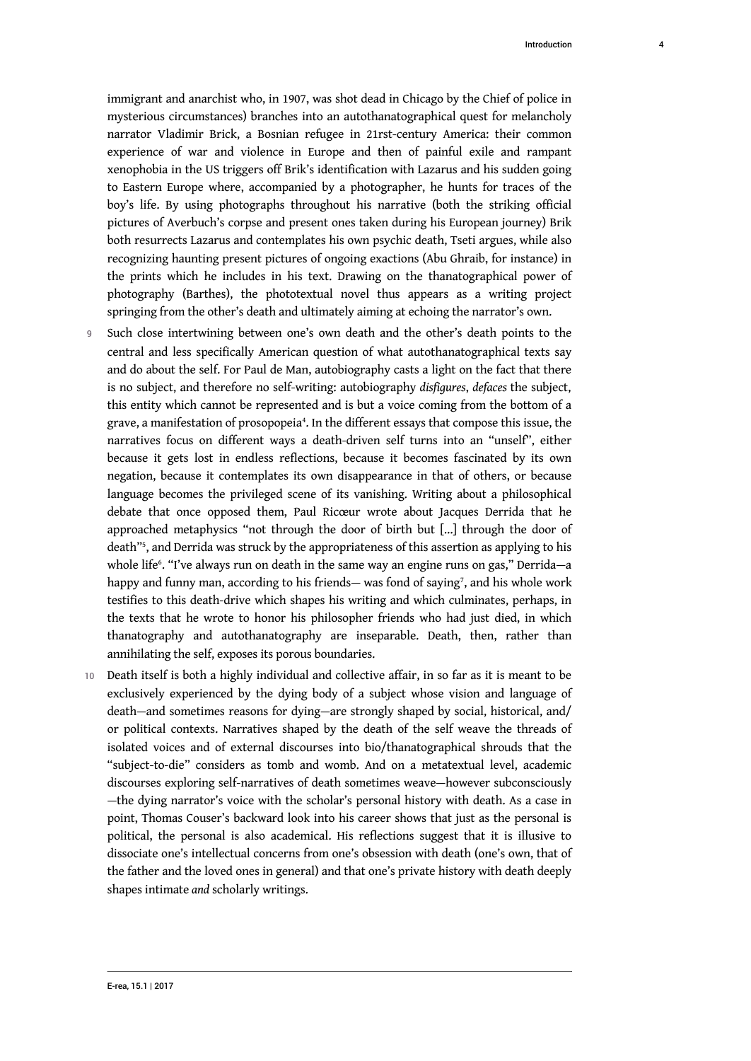immigrant and anarchist who, in 1907, was shot dead in Chicago by the Chief of police in mysterious circumstances) branches into an autothanatographical quest for melancholy narrator Vladimir Brick, a Bosnian refugee in 21rst-century America: their common experience of war and violence in Europe and then of painful exile and rampant xenophobia in the US triggers off Brik's identification with Lazarus and his sudden going to Eastern Europe where, accompanied by a photographer, he hunts for traces of the boy's life. By using photographs throughout his narrative (both the striking official pictures of Averbuch's corpse and present ones taken during his European journey) Brik both resurrects Lazarus and contemplates his own psychic death, Tseti argues, while also recognizing haunting present pictures of ongoing exactions (Abu Ghraib, for instance) in the prints which he includes in his text. Drawing on the thanatographical power of photography (Barthes), the phototextual novel thus appears as a writing project springing from the other's death and ultimately aiming at echoing the narrator's own.

9 Such close intertwining between one's own death and the other's death points to the central and less specifically American question of what autothanatographical texts say and do about the self. For Paul de Man, autobiography casts a light on the fact that there is no subject, and therefore no self-writing: autobiography *disfigures*, *defaces* the subject, this entity which cannot be represented and is but a voice coming from the bottom of a grave, a manifestation of prosopopeia[4]. In the different essays that compose this issue, the narratives focus on different ways a death-driven self turns into an "unself", either because it gets lost in endless reflections, because it becomes fascinated by its own negation, because it contemplates its own disappearance in that of others, or because language becomes the privileged scene of its vanishing. Writing about a philosophical debate that once opposed them, Paul Ricœur wrote about Jacques Derrida that he approached metaphysics "not through the door of birth but [...] through the door of death"[5], and Derrida was struck by the appropriateness of this assertion as applying to his whole life[6]. "I've always run on death in the same way an engine runs on gas," Derrida—a happy and funny man, according to his friends— was fond of saying[7], and his whole work testifies to this death-drive which shapes his writing and which culminates, perhaps, in the texts that he wrote to honor his philosopher friends who had just died, in which thanatography and autothanatography are inseparable. Death, then, rather than annihilating the self, exposes its porous boundaries.

10 Death itself is both a highly individual and collective affair, in so far as it is meant to be exclusively experienced by the dying body of a subject whose vision and language of death—and sometimes reasons for dying—are strongly shaped by social, historical, and/or political contexts. Narratives shaped by the death of the self weave the threads of isolated voices and of external discourses into bio/thanatographical shrouds that the "subject-to-die" considers as tomb and womb. And on a metatextual level, academic discourses exploring self-narratives of death sometimes weave—however subconsciously—the dying narrator's voice with the scholar's personal history with death. As a case in point, Thomas Couser's backward look into his career shows that just as the personal is political, the personal is also academical. His reflections suggest that it is illusive to dissociate one's intellectual concerns from one's obsession with death (one's own, that of the father and the loved ones in general) and that one's private history with death deeply shapes intimate *and* scholarly writings.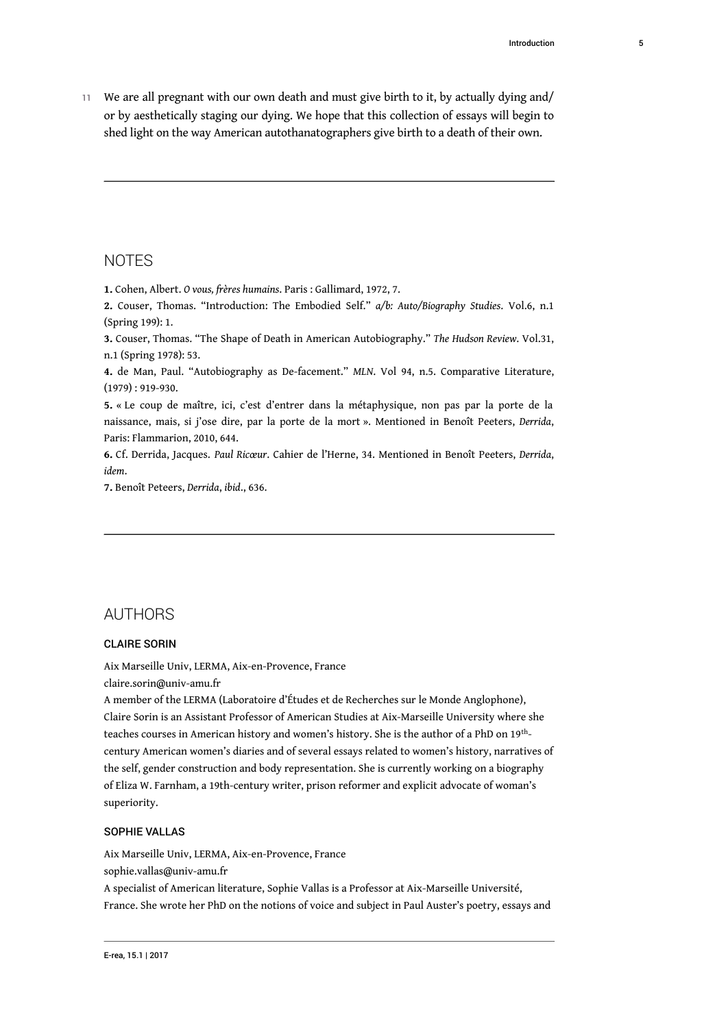11 We are all pregnant with our own death and must give birth to it, by actually dying and/ or by aesthetically staging our dying. We hope that this collection of essays will begin to shed light on the way American autothanatographers give birth to a death of their own.

## NOTES

**1.** Cohen, Albert. *O vous, frères humains*. Paris : Gallimard, 1972, 7.

**2.** Couser, Thomas. "Introduction: The Embodied Self." *a/b: Auto/Biography Studies*. Vol.6, n.1 (Spring 199): 1.

**3.** Couser, Thomas. "The Shape of Death in American Autobiography." *The Hudson Review*. Vol.31, n.1 (Spring 1978): 53.

**4.** de Man, Paul. "Autobiography as De-facement." *MLN*. Vol 94, n.5. Comparative Literature, (1979) : 919-930.

**5.** « Le coup de maître, ici, c'est d'entrer dans la métaphysique, non pas par la porte de la naissance, mais, si j'ose dire, par la porte de la mort ». Mentioned in Benoît Peeters, *Derrida*, Paris: Flammarion, 2010, 644.

**6.** Cf. Derrida, Jacques. *Paul Ricœur*. Cahier de l'Herne, 34. Mentioned in Benoît Peeters, *Derrida*, *idem*.

**7.** Benoît Peteers, *Derrida*, *ibid*., 636.

## AUTHORS

### CLAIRE SORIN

Aix Marseille Univ, LERMA, Aix-en-Provence, France
claire.sorin@univ-amu.fr
A member of the LERMA (Laboratoire d'Études et de Recherches sur le Monde Anglophone), Claire Sorin is an Assistant Professor of American Studies at Aix-Marseille University where she teaches courses in American history and women's history. She is the author of a PhD on 19th-century American women's diaries and of several essays related to women's history, narratives of the self, gender construction and body representation. She is currently working on a biography of Eliza W. Farnham, a 19th-century writer, prison reformer and explicit advocate of woman's superiority.

### SOPHIE VALLAS

Aix Marseille Univ, LERMA, Aix-en-Provence, France
sophie.vallas@univ-amu.fr
A specialist of American literature, Sophie Vallas is a Professor at Aix-Marseille Université, France. She wrote her PhD on the notions of voice and subject in Paul Auster's poetry, essays and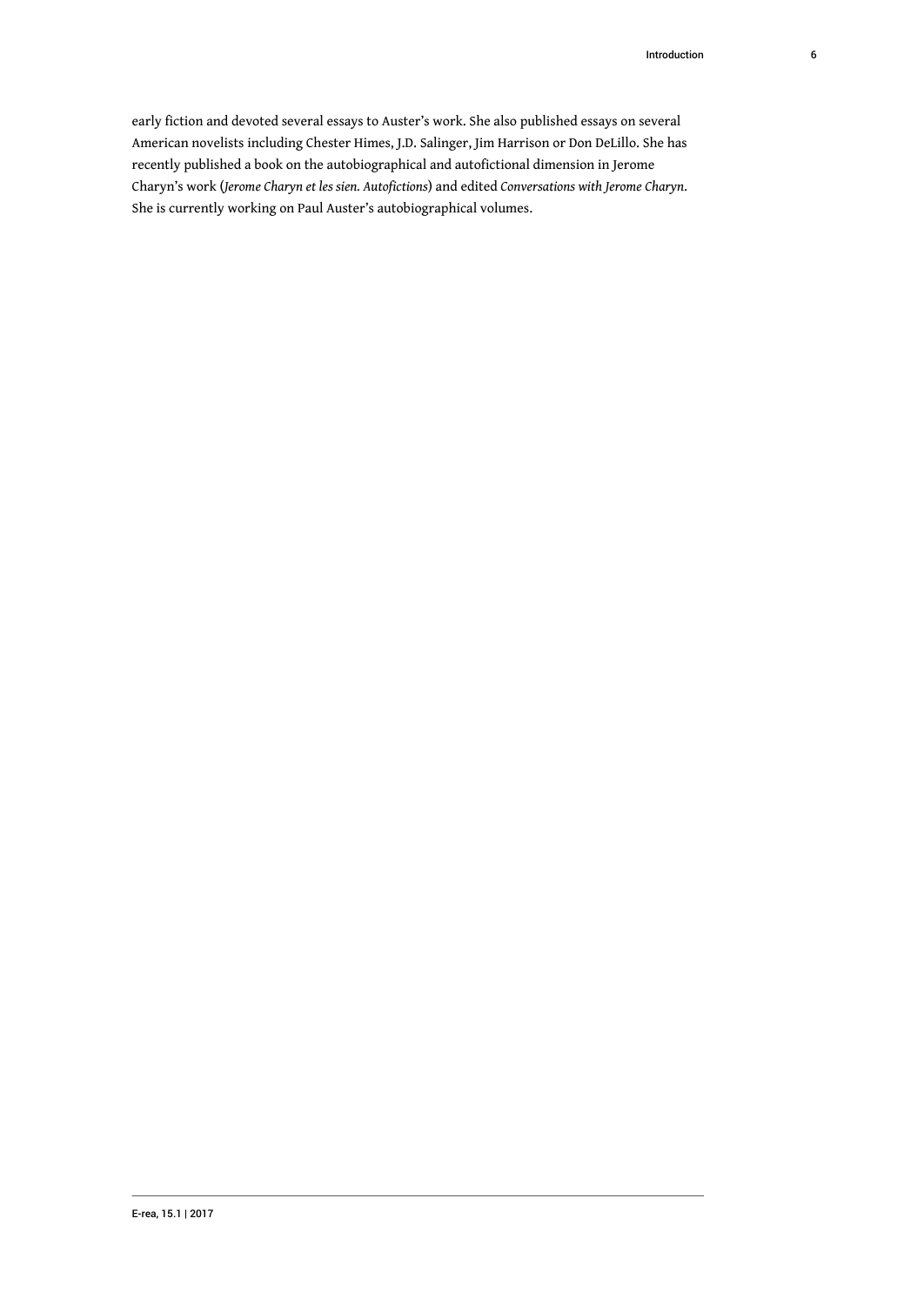early fiction and devoted several essays to Auster's work. She also published essays on several American novelists including Chester Himes, J.D. Salinger, Jim Harrison or Don DeLillo. She has recently published a book on the autobiographical and autofictional dimension in Jerome Charyn's work (*Jerome Charyn et les sien. Autofictions*) and edited *Conversations with Jerome Charyn*. She is currently working on Paul Auster's autobiographical volumes.